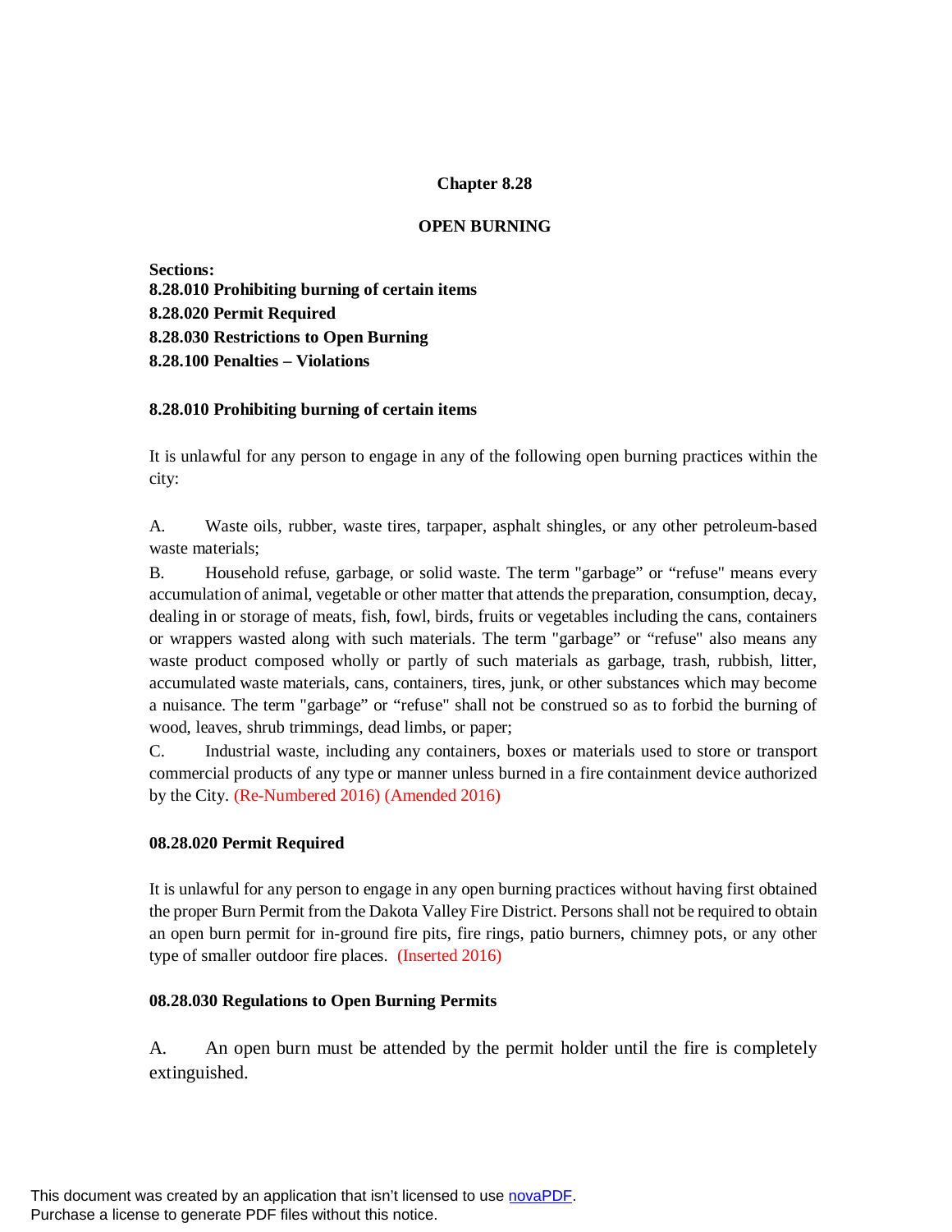**Chapter 8.28**

**OPEN BURNING**

**Sections:**
**8.28.010 Prohibiting burning of certain items**
**8.28.020 Permit Required**
**8.28.030 Restrictions to Open Burning**
**8.28.100 Penalties – Violations**

### 8.28.010 Prohibiting burning of certain items

It is unlawful for any person to engage in any of the following open burning practices within the city:

A. Waste oils, rubber, waste tires, tarpaper, asphalt shingles, or any other petroleum-based waste materials;

B. Household refuse, garbage, or solid waste. The term "garbage" or "refuse" means every accumulation of animal, vegetable or other matter that attends the preparation, consumption, decay, dealing in or storage of meats, fish, fowl, birds, fruits or vegetables including the cans, containers or wrappers wasted along with such materials. The term "garbage" or "refuse" also means any waste product composed wholly or partly of such materials as garbage, trash, rubbish, litter, accumulated waste materials, cans, containers, tires, junk, or other substances which may become a nuisance. The term "garbage" or "refuse" shall not be construed so as to forbid the burning of wood, leaves, shrub trimmings, dead limbs, or paper;

C. Industrial waste, including any containers, boxes or materials used to store or transport commercial products of any type or manner unless burned in a fire containment device authorized by the City. (Re-Numbered 2016) (Amended 2016)

### 08.28.020 Permit Required

It is unlawful for any person to engage in any open burning practices without having first obtained the proper Burn Permit from the Dakota Valley Fire District. Persons shall not be required to obtain an open burn permit for in-ground fire pits, fire rings, patio burners, chimney pots, or any other type of smaller outdoor fire places. (Inserted 2016)

### 08.28.030 Regulations to Open Burning Permits

A. An open burn must be attended by the permit holder until the fire is completely extinguished.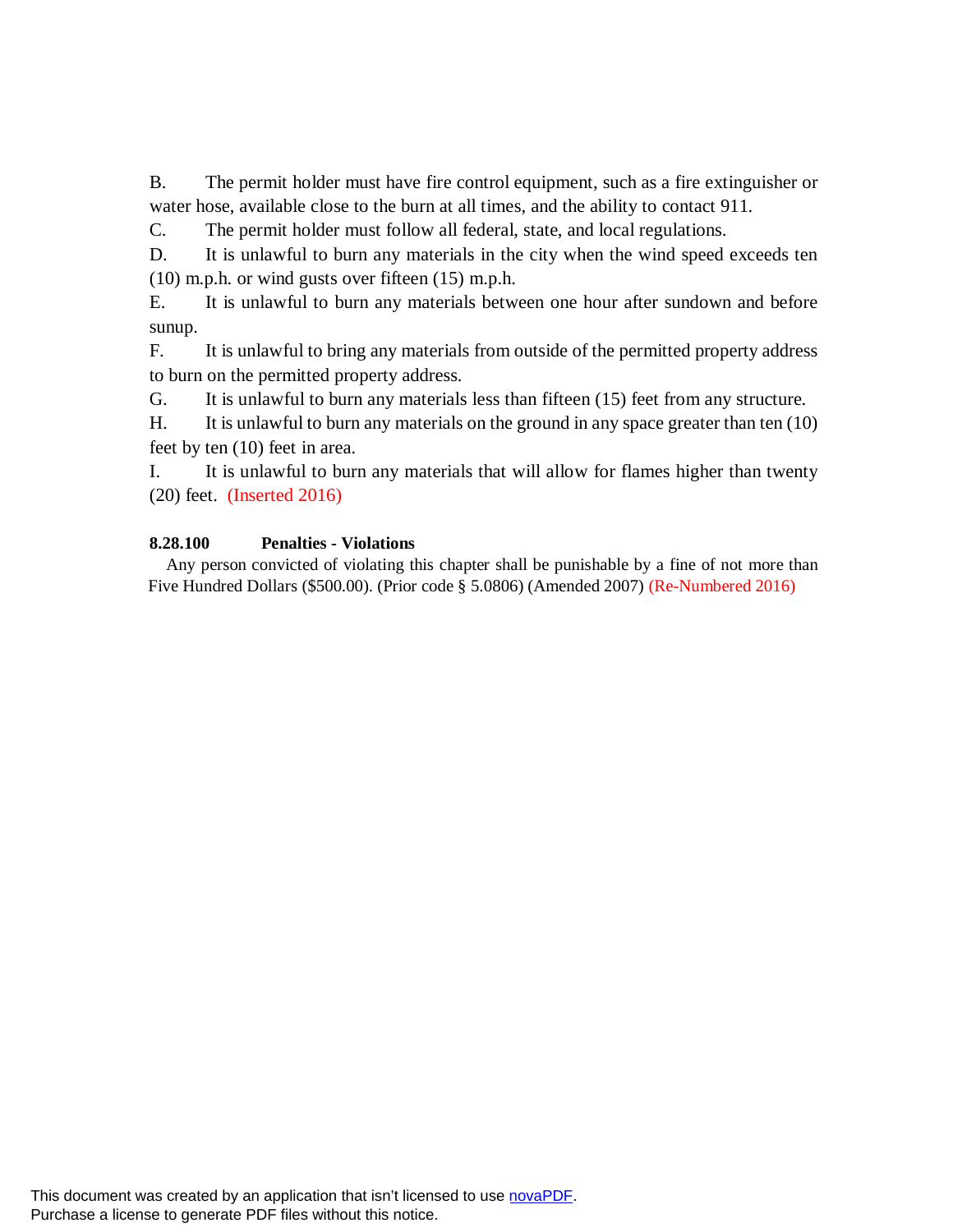B. The permit holder must have fire control equipment, such as a fire extinguisher or water hose, available close to the burn at all times, and the ability to contact 911.

C. The permit holder must follow all federal, state, and local regulations.

D. It is unlawful to burn any materials in the city when the wind speed exceeds ten (10) m.p.h. or wind gusts over fifteen (15) m.p.h.

E. It is unlawful to burn any materials between one hour after sundown and before sunup.

F. It is unlawful to bring any materials from outside of the permitted property address to burn on the permitted property address.

G. It is unlawful to burn any materials less than fifteen (15) feet from any structure.

H. It is unlawful to burn any materials on the ground in any space greater than ten (10) feet by ten (10) feet in area.

I. It is unlawful to burn any materials that will allow for flames higher than twenty (20) feet. (Inserted 2016)

**8.28.100 Penalties - Violations**

Any person convicted of violating this chapter shall be punishable by a fine of not more than Five Hundred Dollars ($500.00). (Prior code § 5.0806) (Amended 2007) (Re-Numbered 2016)

This document was created by an application that isn't licensed to use novaPDF.
Purchase a license to generate PDF files without this notice.